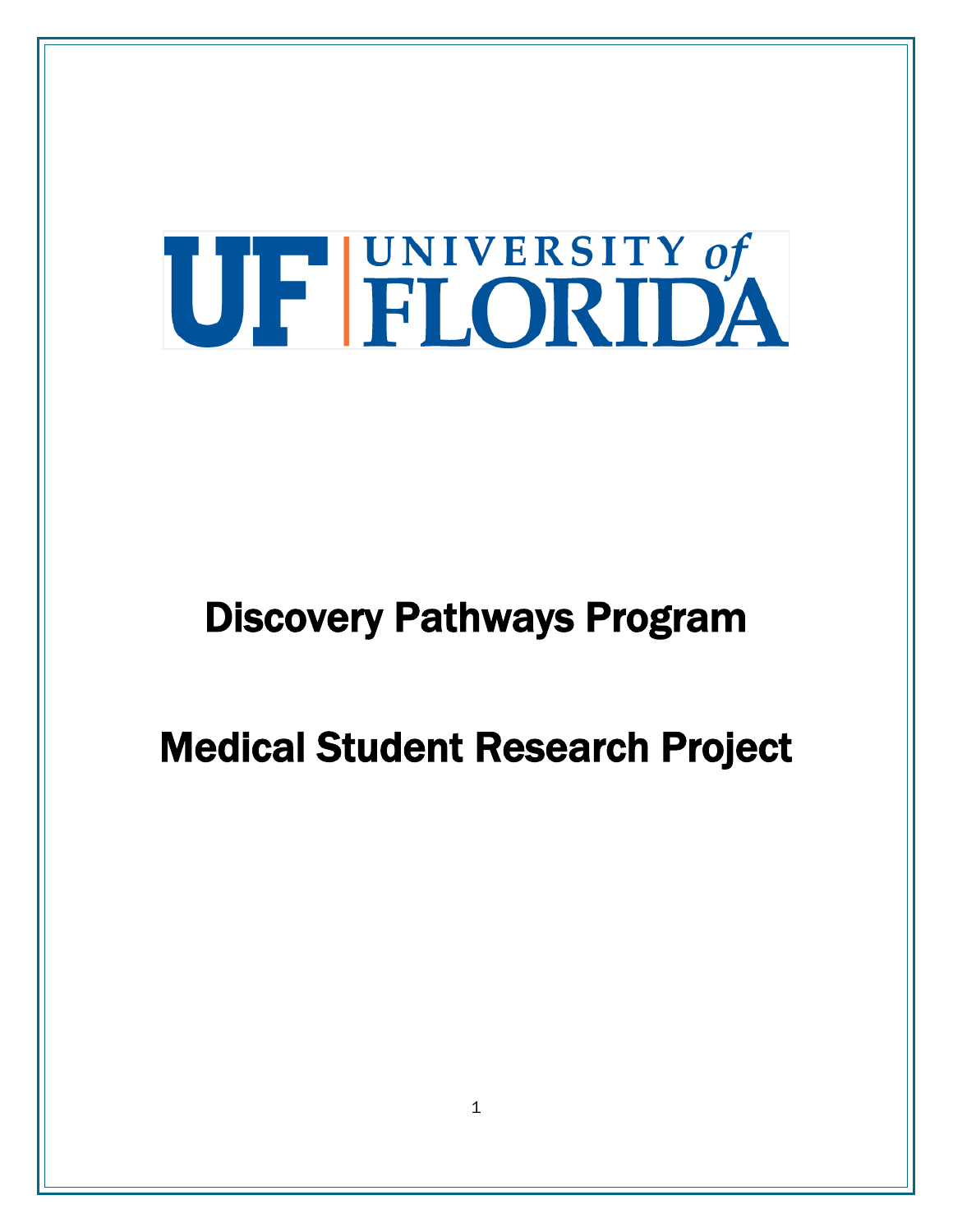UF UNIVERSITY of FLORIDA

# Discovery Pathways Program

# Medical Student Research Project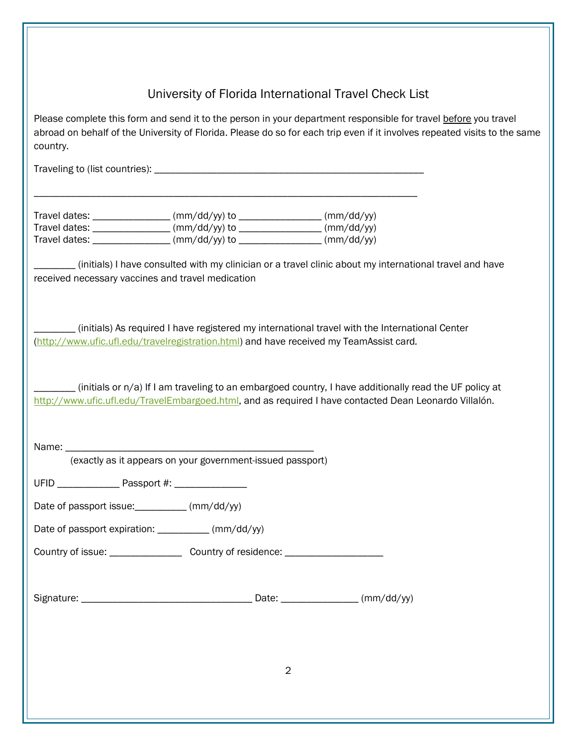# University of Florida International Travel Check List

Please complete this form and send it to the person in your department responsible for travel before you travel abroad on behalf of the University of Florida. Please do so for each trip even if it involves repeated visits to the same country.

Traveling to (list countries): ____________________________________________________

_____________________________________________________________________________

Travel dates: _______________ (mm/dd/yy) to ________________ (mm/dd/yy)
Travel dates: _______________ (mm/dd/yy) to ________________ (mm/dd/yy)
Travel dates: _______________ (mm/dd/yy) to ________________ (mm/dd/yy)

________ (initials) I have consulted with my clinician or a travel clinic about my international travel and have received necessary vaccines and travel medication

________ (initials) As required I have registered my international travel with the International Center (http://www.ufic.ufl.edu/travelregistration.html) and have received my TeamAssist card.

________ (initials or n/a) If I am traveling to an embargoed country, I have additionally read the UF policy at http://www.ufic.ufl.edu/TravelEmbargoed.html, and as required I have contacted Dean Leonardo Villalón.

Name: ________________________________________________
(exactly as it appears on your government-issued passport)

UFID ____________ Passport #: ______________

Date of passport issue:__________ (mm/dd/yy)

Date of passport expiration: __________ (mm/dd/yy)

Country of issue: ______________ Country of residence: ___________________

Signature: _________________________________ Date: _______________ (mm/dd/yy)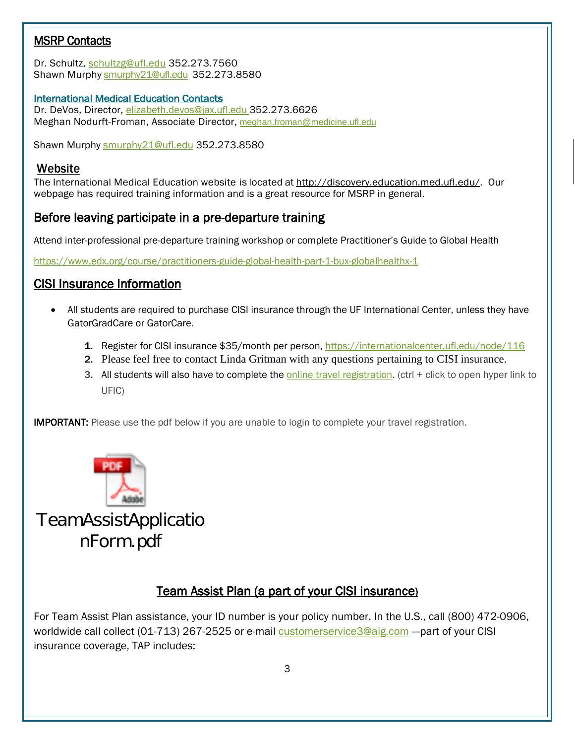## MSRP Contacts

Dr. Schultz, schultzg@ufl.edu 352.273.7560
Shawn Murphy smurphy21@ufl.edu 352.273.8580

### International Medical Education Contacts

Dr. DeVos, Director, elizabeth.devos@jax.ufl.edu 352.273.6626
Meghan Nodurft-Froman, Associate Director, meghan.froman@medicine.ufl.edu

Shawn Murphy smurphy21@ufl.edu 352.273.8580

## Website

The International Medical Education website is located at http://discovery.education.med.ufl.edu/. Our webpage has required training information and is a great resource for MSRP in general.

## Before leaving participate in a pre-departure training

Attend inter-professional pre-departure training workshop or complete Practitioner's Guide to Global Health

https://www.edx.org/course/practitioners-guide-global-health-part-1-bux-globalhealthx-1

## CISI Insurance Information

- All students are required to purchase CISI insurance through the UF International Center, unless they have GatorGradCare or GatorCare.

  1. Register for CISI insurance $35/month per person, https://internationalcenter.ufl.edu/node/116
  2. Please feel free to contact Linda Gritman with any questions pertaining to CISI insurance.
  3. All students will also have to complete the online travel registration. (ctrl + click to open hyper link to UFIC)

**IMPORTANT:** Please use the pdf below if you are unable to login to complete your travel registration.

TeamAssistApplicationForm.pdf

## Team Assist Plan (a part of your CISI insurance)

For Team Assist Plan assistance, your ID number is your policy number. In the U.S., call (800) 472-0906, worldwide call collect (01-713) 267-2525 or e-mail customerservice3@aig.com ---part of your CISI insurance coverage, TAP includes: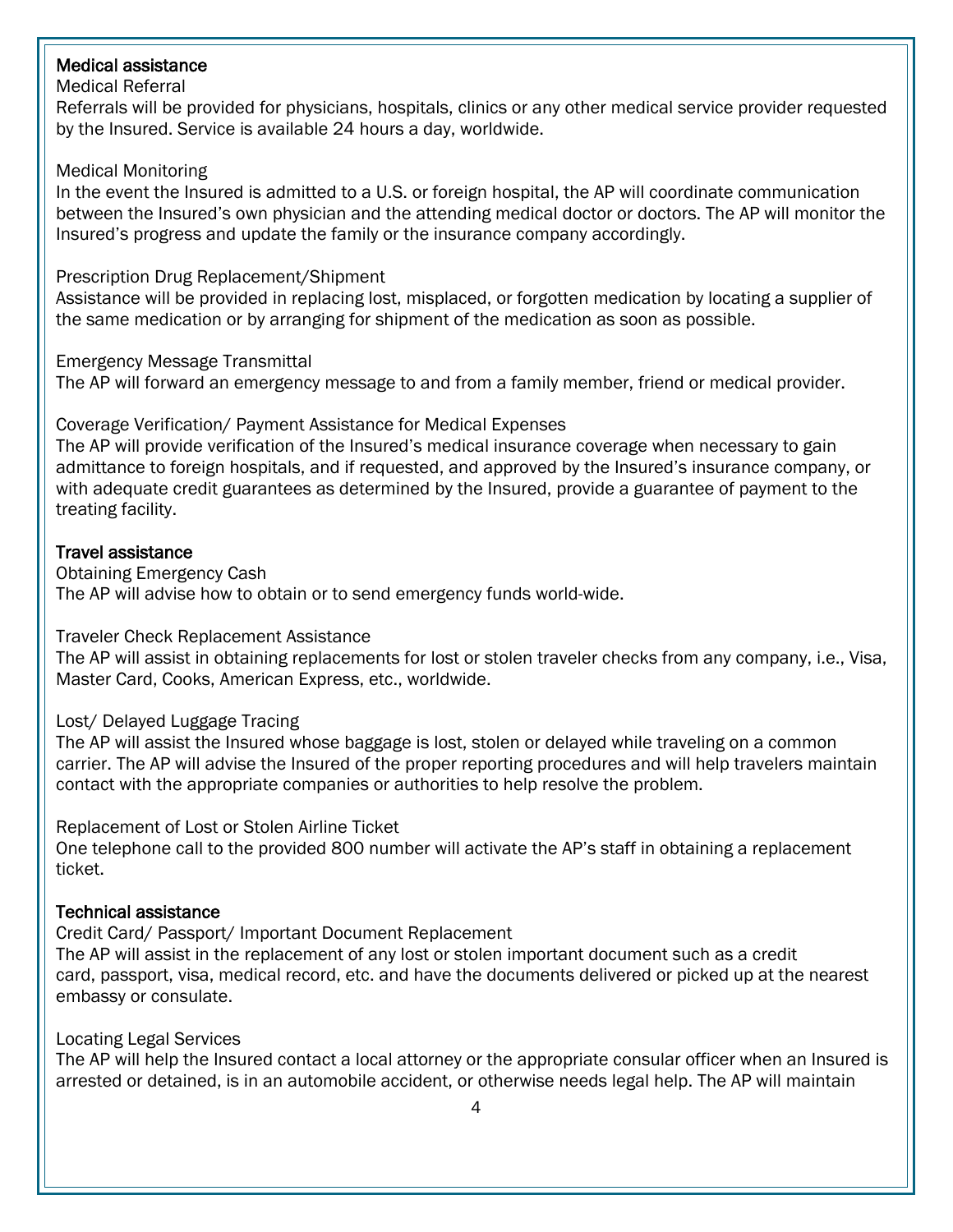**Medical assistance**

Medical Referral

Referrals will be provided for physicians, hospitals, clinics or any other medical service provider requested by the Insured. Service is available 24 hours a day, worldwide.

Medical Monitoring

In the event the Insured is admitted to a U.S. or foreign hospital, the AP will coordinate communication between the Insured's own physician and the attending medical doctor or doctors. The AP will monitor the Insured's progress and update the family or the insurance company accordingly.

Prescription Drug Replacement/Shipment

Assistance will be provided in replacing lost, misplaced, or forgotten medication by locating a supplier of the same medication or by arranging for shipment of the medication as soon as possible.

Emergency Message Transmittal

The AP will forward an emergency message to and from a family member, friend or medical provider.

Coverage Verification/ Payment Assistance for Medical Expenses

The AP will provide verification of the Insured's medical insurance coverage when necessary to gain admittance to foreign hospitals, and if requested, and approved by the Insured's insurance company, or with adequate credit guarantees as determined by the Insured, provide a guarantee of payment to the treating facility.

**Travel assistance**

Obtaining Emergency Cash

The AP will advise how to obtain or to send emergency funds world-wide.

Traveler Check Replacement Assistance

The AP will assist in obtaining replacements for lost or stolen traveler checks from any company, i.e., Visa, Master Card, Cooks, American Express, etc., worldwide.

Lost/ Delayed Luggage Tracing

The AP will assist the Insured whose baggage is lost, stolen or delayed while traveling on a common carrier. The AP will advise the Insured of the proper reporting procedures and will help travelers maintain contact with the appropriate companies or authorities to help resolve the problem.

Replacement of Lost or Stolen Airline Ticket

One telephone call to the provided 800 number will activate the AP's staff in obtaining a replacement ticket.

**Technical assistance**

Credit Card/ Passport/ Important Document Replacement

The AP will assist in the replacement of any lost or stolen important document such as a credit card, passport, visa, medical record, etc. and have the documents delivered or picked up at the nearest embassy or consulate.

Locating Legal Services

The AP will help the Insured contact a local attorney or the appropriate consular officer when an Insured is arrested or detained, is in an automobile accident, or otherwise needs legal help. The AP will maintain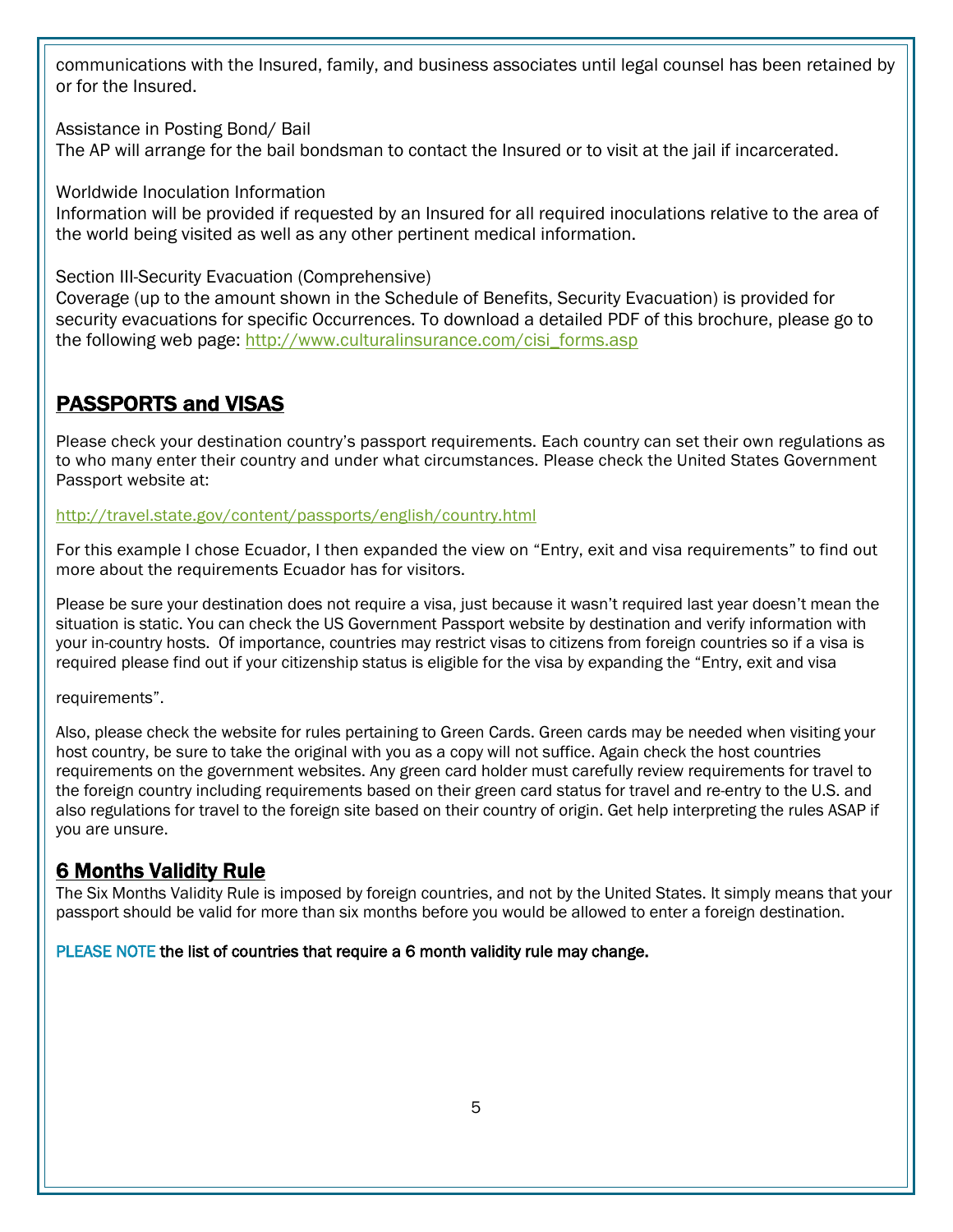communications with the Insured, family, and business associates until legal counsel has been retained by or for the Insured.

Assistance in Posting Bond/ Bail
The AP will arrange for the bail bondsman to contact the Insured or to visit at the jail if incarcerated.

Worldwide Inoculation Information
Information will be provided if requested by an Insured for all required inoculations relative to the area of the world being visited as well as any other pertinent medical information.

Section III-Security Evacuation (Comprehensive)
Coverage (up to the amount shown in the Schedule of Benefits, Security Evacuation) is provided for security evacuations for specific Occurrences. To download a detailed PDF of this brochure, please go to the following web page: http://www.culturalinsurance.com/cisi_forms.asp

## PASSPORTS and VISAS

Please check your destination country's passport requirements. Each country can set their own regulations as to who many enter their country and under what circumstances. Please check the United States Government Passport website at:

http://travel.state.gov/content/passports/english/country.html

For this example I chose Ecuador, I then expanded the view on "Entry, exit and visa requirements" to find out more about the requirements Ecuador has for visitors.

Please be sure your destination does not require a visa, just because it wasn't required last year doesn't mean the situation is static. You can check the US Government Passport website by destination and verify information with your in-country hosts. Of importance, countries may restrict visas to citizens from foreign countries so if a visa is required please find out if your citizenship status is eligible for the visa by expanding the "Entry, exit and visa requirements".

Also, please check the website for rules pertaining to Green Cards. Green cards may be needed when visiting your host country, be sure to take the original with you as a copy will not suffice. Again check the host countries requirements on the government websites. Any green card holder must carefully review requirements for travel to the foreign country including requirements based on their green card status for travel and re-entry to the U.S. and also regulations for travel to the foreign site based on their country of origin. Get help interpreting the rules ASAP if you are unsure.

## 6 Months Validity Rule

The Six Months Validity Rule is imposed by foreign countries, and not by the United States. It simply means that your passport should be valid for more than six months before you would be allowed to enter a foreign destination.

PLEASE NOTE **the list of countries that require a 6 month validity rule may change.**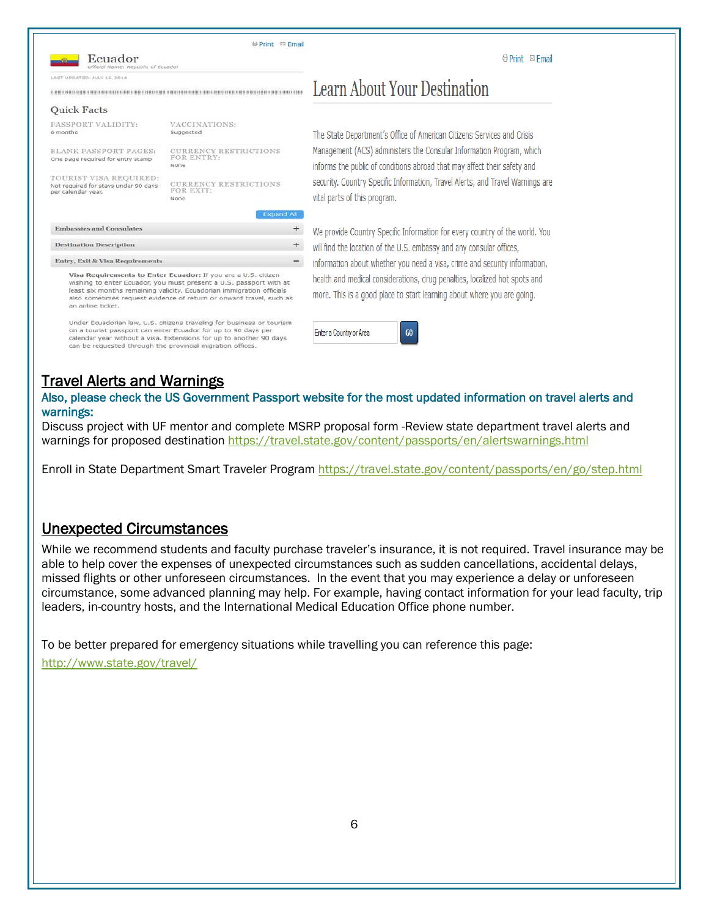Print Email

Ecuador
Official Name: Republic of Ecuador

LAST UPDATED: JULY 16, 2014

### Quick Facts

PASSPORT VALIDITY:
6 months

VACCINATIONS:
Suggested

BLANK PASSPORT PAGES:
One page required for entry stamp

CURRENCY RESTRICTIONS FOR ENTRY:
None

TOURIST VISA REQUIRED:
Not required for stays under 90 days per calendar year.

CURRENCY RESTRICTIONS FOR EXIT:
None

Expand All

Embassies and Consulates +

Destination Description +

Entry, Exit & Visa Requirements −

**Visa Requirements to Enter Ecuador:** If you are a U.S. citizen wishing to enter Ecuador, you must present a U.S. passport with at least six months remaining validity. Ecuadorian immigration officials also sometimes request evidence of return or onward travel, such as an airline ticket.

Under Ecuadorian law, U.S. citizens traveling for business or tourism on a tourist passport can enter Ecuador for up to 90 days per calendar year without a visa. Extensions for up to another 90 days can be requested through the provincial migration offices.

Print Email

# Learn About Your Destination

The State Department's Office of American Citizens Services and Crisis Management (ACS) administers the Consular Information Program, which informs the public of conditions abroad that may affect their safety and security. Country Specific Information, Travel Alerts, and Travel Warnings are vital parts of this program.

We provide Country Specific Information for every country of the world. You will find the location of the U.S. embassy and any consular offices, information about whether you need a visa, crime and security information, health and medical considerations, drug penalties, localized hot spots and more. This is a good place to start learning about where you are going.

Enter a Country or Area GO

## Travel Alerts and Warnings

**Also, please check the US Government Passport website for the most updated information on travel alerts and warnings:**

Discuss project with UF mentor and complete MSRP proposal form -Review state department travel alerts and warnings for proposed destination https://travel.state.gov/content/passports/en/alertswarnings.html

Enroll in State Department Smart Traveler Program https://travel.state.gov/content/passports/en/go/step.html

## Unexpected Circumstances

While we recommend students and faculty purchase traveler's insurance, it is not required. Travel insurance may be able to help cover the expenses of unexpected circumstances such as sudden cancellations, accidental delays, missed flights or other unforeseen circumstances. In the event that you may experience a delay or unforeseen circumstance, some advanced planning may help. For example, having contact information for your lead faculty, trip leaders, in-country hosts, and the International Medical Education Office phone number.

To be better prepared for emergency situations while travelling you can reference this page:
http://www.state.gov/travel/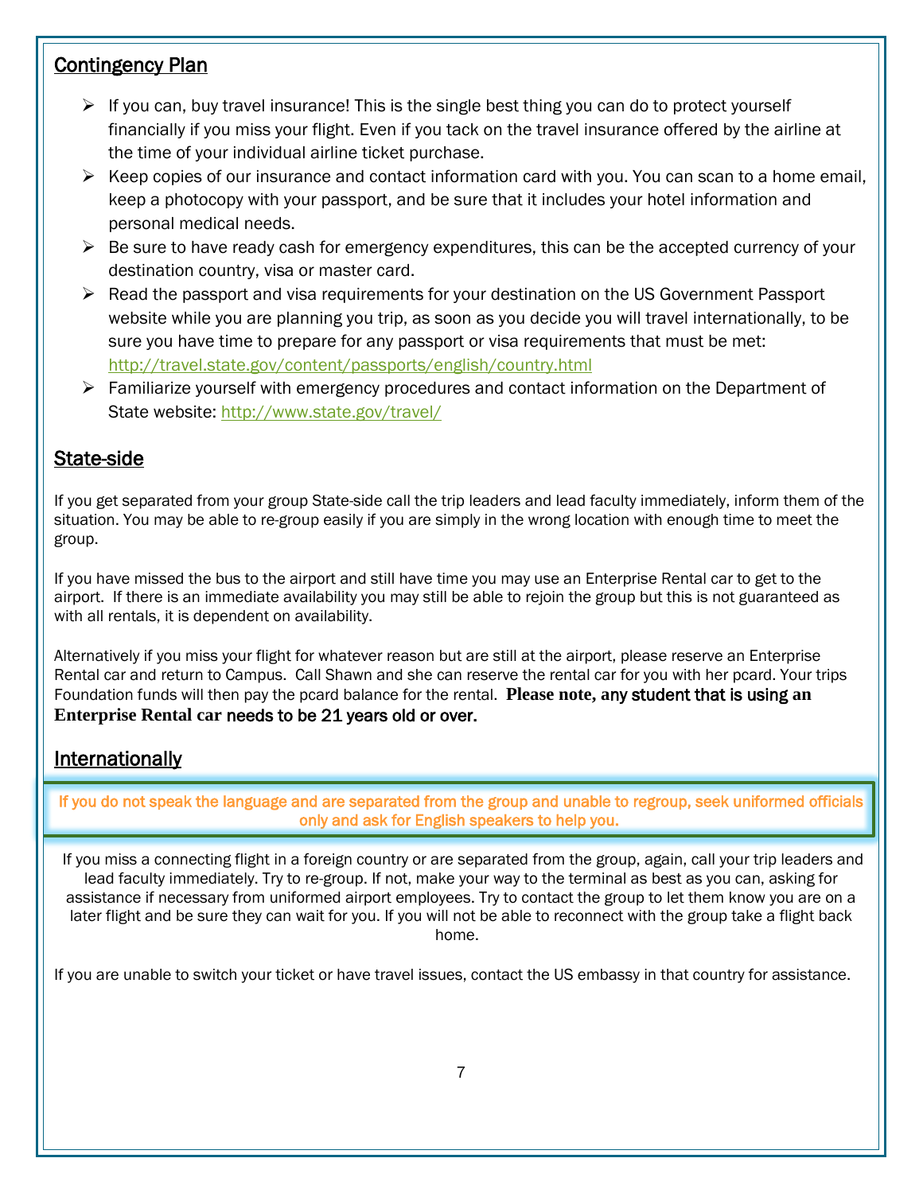## Contingency Plan

- If you can, buy travel insurance! This is the single best thing you can do to protect yourself financially if you miss your flight. Even if you tack on the travel insurance offered by the airline at the time of your individual airline ticket purchase.
- Keep copies of our insurance and contact information card with you. You can scan to a home email, keep a photocopy with your passport, and be sure that it includes your hotel information and personal medical needs.
- Be sure to have ready cash for emergency expenditures, this can be the accepted currency of your destination country, visa or master card.
- Read the passport and visa requirements for your destination on the US Government Passport website while you are planning you trip, as soon as you decide you will travel internationally, to be sure you have time to prepare for any passport or visa requirements that must be met: http://travel.state.gov/content/passports/english/country.html
- Familiarize yourself with emergency procedures and contact information on the Department of State website: http://www.state.gov/travel/

## State-side

If you get separated from your group State-side call the trip leaders and lead faculty immediately, inform them of the situation. You may be able to re-group easily if you are simply in the wrong location with enough time to meet the group.

If you have missed the bus to the airport and still have time you may use an Enterprise Rental car to get to the airport. If there is an immediate availability you may still be able to rejoin the group but this is not guaranteed as with all rentals, it is dependent on availability.

Alternatively if you miss your flight for whatever reason but are still at the airport, please reserve an Enterprise Rental car and return to Campus. Call Shawn and she can reserve the rental car for you with her pcard. Your trips Foundation funds will then pay the pcard balance for the rental. **Please note, any student that is using an Enterprise Rental car needs to be 21 years old or over.**

## Internationally

If you do not speak the language and are separated from the group and unable to regroup, seek uniformed officials only and ask for English speakers to help you.

If you miss a connecting flight in a foreign country or are separated from the group, again, call your trip leaders and lead faculty immediately. Try to re-group. If not, make your way to the terminal as best as you can, asking for assistance if necessary from uniformed airport employees. Try to contact the group to let them know you are on a later flight and be sure they can wait for you. If you will not be able to reconnect with the group take a flight back home.

If you are unable to switch your ticket or have travel issues, contact the US embassy in that country for assistance.